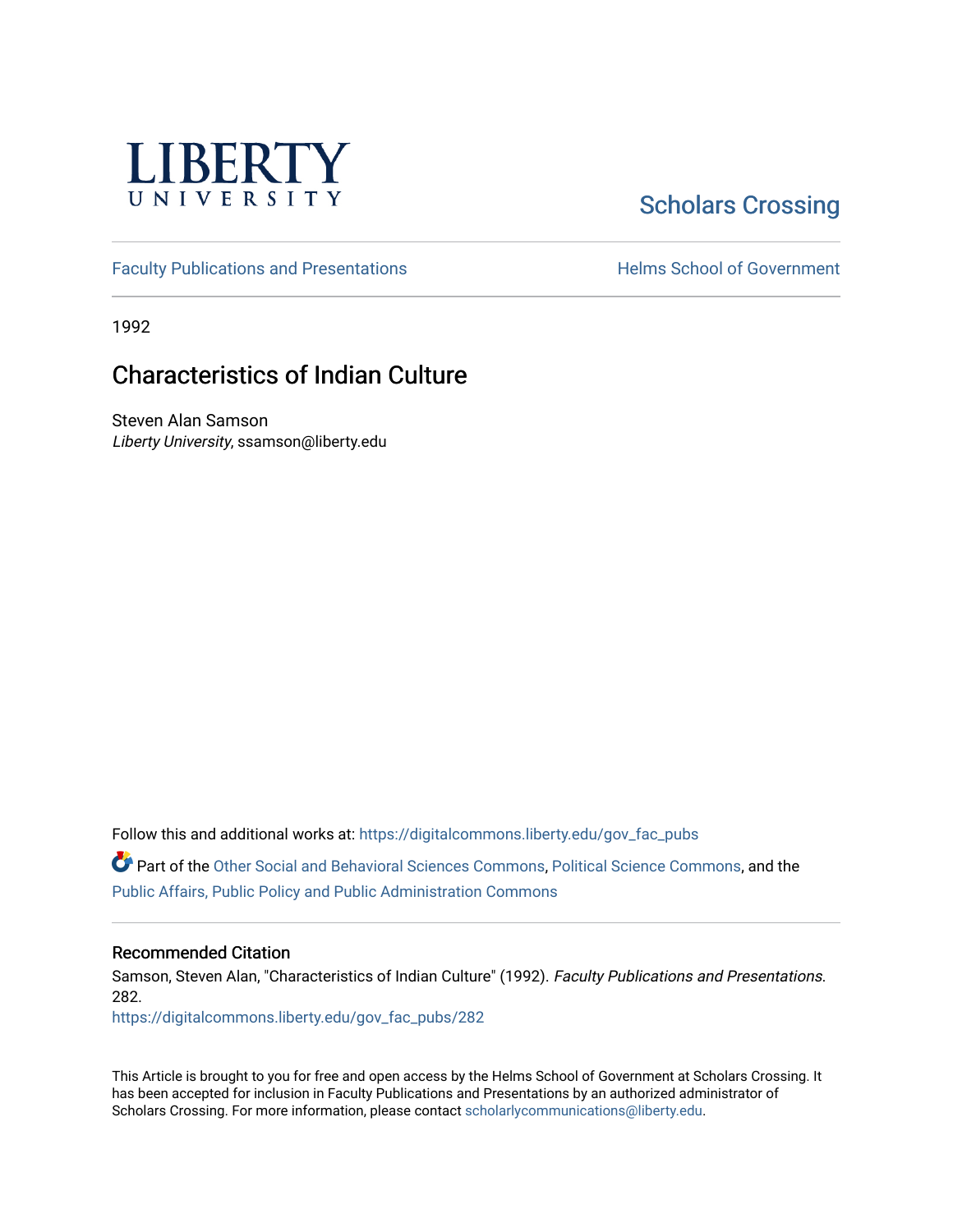LIBERTY UNIVERSITY

Scholars Crossing

Faculty Publications and Presentations

Helms School of Government

1992

# Characteristics of Indian Culture

Steven Alan Samson
*Liberty University*, ssamson@liberty.edu

Follow this and additional works at: https://digitalcommons.liberty.edu/gov_fac_pubs

Part of the Other Social and Behavioral Sciences Commons, Political Science Commons, and the Public Affairs, Public Policy and Public Administration Commons

## Recommended Citation

Samson, Steven Alan, "Characteristics of Indian Culture" (1992). *Faculty Publications and Presentations*. 282.
https://digitalcommons.liberty.edu/gov_fac_pubs/282

This Article is brought to you for free and open access by the Helms School of Government at Scholars Crossing. It has been accepted for inclusion in Faculty Publications and Presentations by an authorized administrator of Scholars Crossing. For more information, please contact scholarlycommunications@liberty.edu.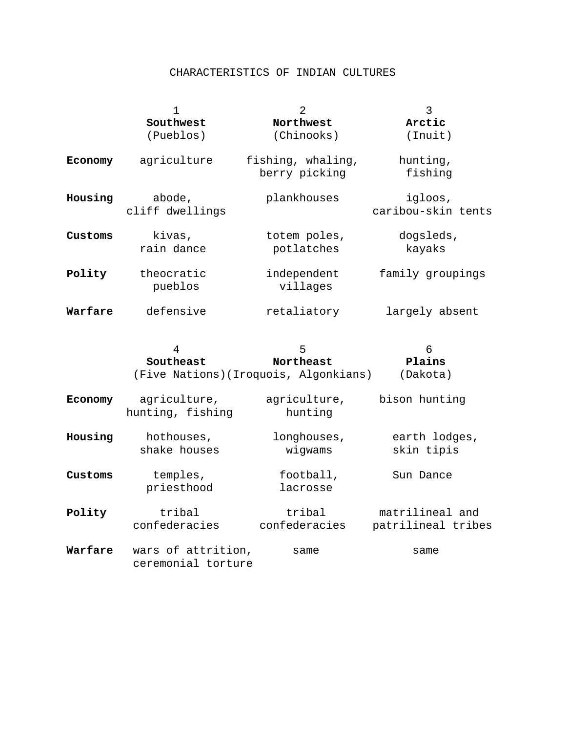# CHARACTERISTICS OF INDIAN CULTURES

| | 1<br>**Southwest**<br>(Pueblos) | 2<br>**Northwest**<br>(Chinooks) | 3<br>**Arctic**<br>(Inuit) |
|---|---|---|---|
| **Economy** | agriculture | fishing, whaling, berry picking | hunting, fishing |
| **Housing** | abode, cliff dwellings | plankhouses | igloos, caribou-skin tents |
| **Customs** | kivas, rain dance | totem poles, potlatches | dogsleds, kayaks |
| **Polity** | theocratic pueblos | independent villages | family groupings |
| **Warfare** | defensive | retaliatory | largely absent |

| | 4<br>**Southeast**<br>(Five Nations) | 5<br>**Northeast**<br>(Iroquois, Algonkians) | 6<br>**Plains**<br>(Dakota) |
|---|---|---|---|
| **Economy** | agriculture, hunting, fishing | agriculture, hunting | bison hunting |
| **Housing** | hothouses, shake houses | longhouses, wigwams | earth lodges, skin tipis |
| **Customs** | temples, priesthood | football, lacrosse | Sun Dance |
| **Polity** | tribal confederacies | tribal confederacies | matrilineal and patrilineal tribes |
| **Warfare** | wars of attrition, ceremonial torture | same | same |